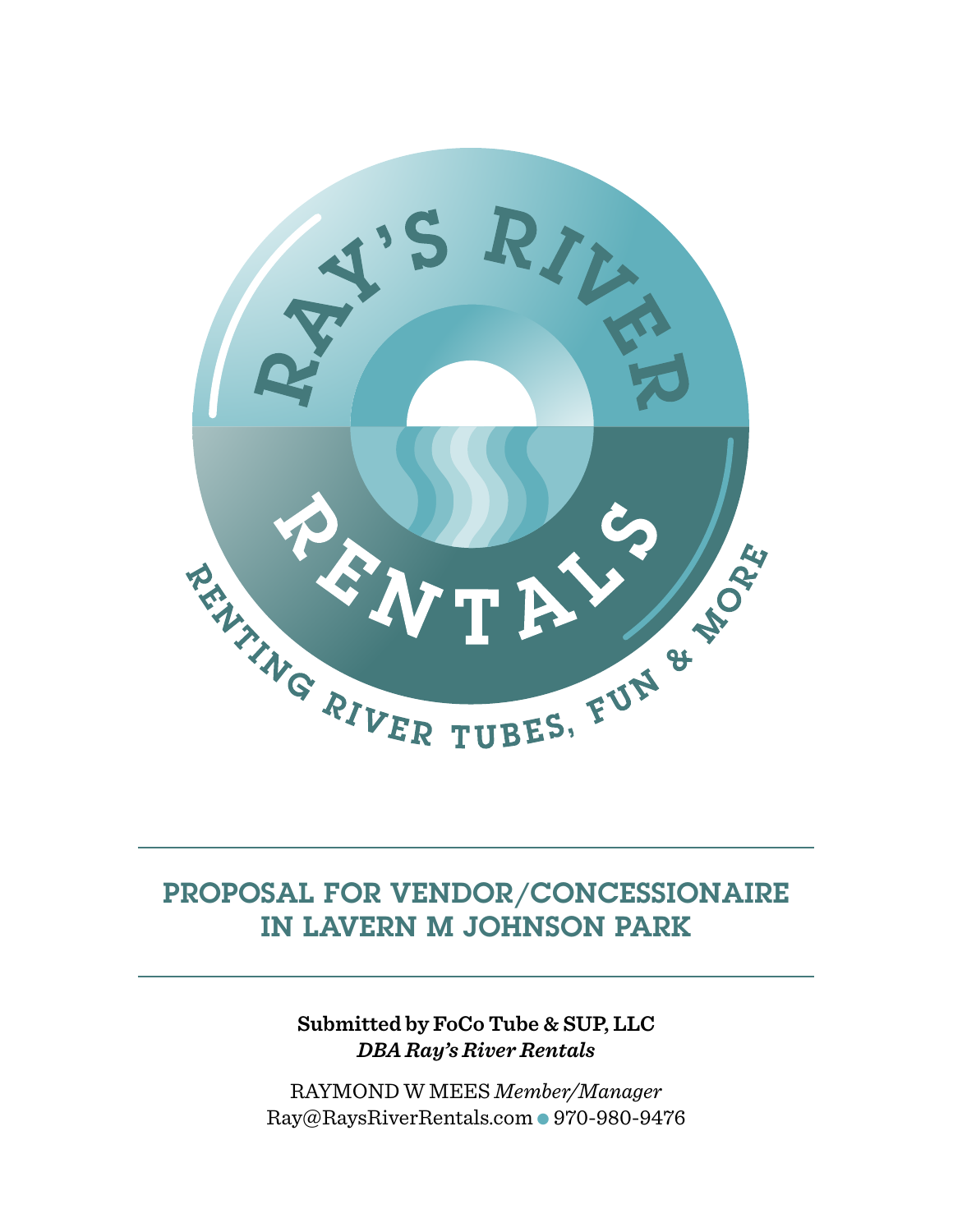# RAY'S RIVER RENTALS

RENTING RIVER TUBES, FUN & MORE

## PROPOSAL FOR VENDOR/CONCESSIONAIRE IN LAVERN M JOHNSON PARK

**Submitted by FoCo Tube & SUP, LLC**
***DBA Ray's River Rentals***

RAYMOND W MEES *Member/Manager*
Ray@RaysRiverRentals.com • 970-980-9476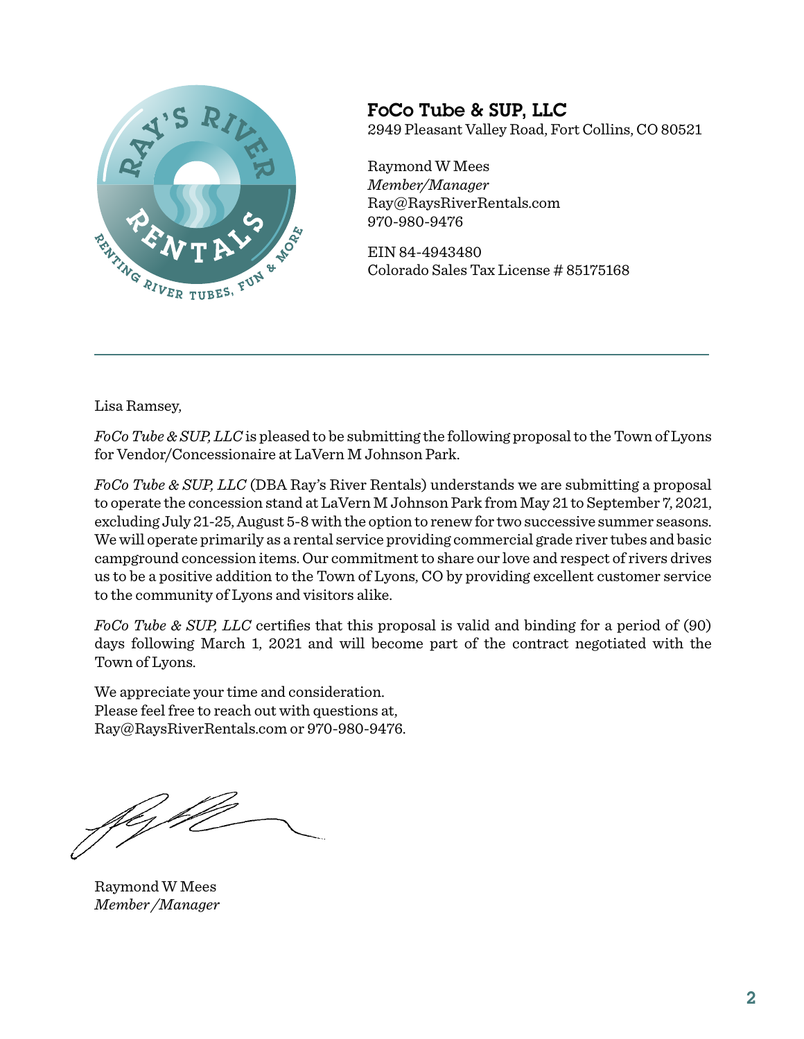## FoCo Tube & SUP, LLC

2949 Pleasant Valley Road, Fort Collins, CO 80521

Raymond W Mees
*Member/Manager*
Ray@RaysRiverRentals.com
970-980-9476

EIN 84-4943480
Colorado Sales Tax License # 85175168

---

Lisa Ramsey,

*FoCo Tube & SUP, LLC* is pleased to be submitting the following proposal to the Town of Lyons for Vendor/Concessionaire at LaVern M Johnson Park.

*FoCo Tube & SUP, LLC* (DBA Ray's River Rentals) understands we are submitting a proposal to operate the concession stand at LaVern M Johnson Park from May 21 to September 7, 2021, excluding July 21-25, August 5-8 with the option to renew for two successive summer seasons. We will operate primarily as a rental service providing commercial grade river tubes and basic campground concession items. Our commitment to share our love and respect of rivers drives us to be a positive addition to the Town of Lyons, CO by providing excellent customer service to the community of Lyons and visitors alike.

*FoCo Tube & SUP, LLC* certifies that this proposal is valid and binding for a period of (90) days following March 1, 2021 and will become part of the contract negotiated with the Town of Lyons.

We appreciate your time and consideration.
Please feel free to reach out with questions at,
Ray@RaysRiverRentals.com or 970-980-9476.

Raymond W Mees
*Member /Manager*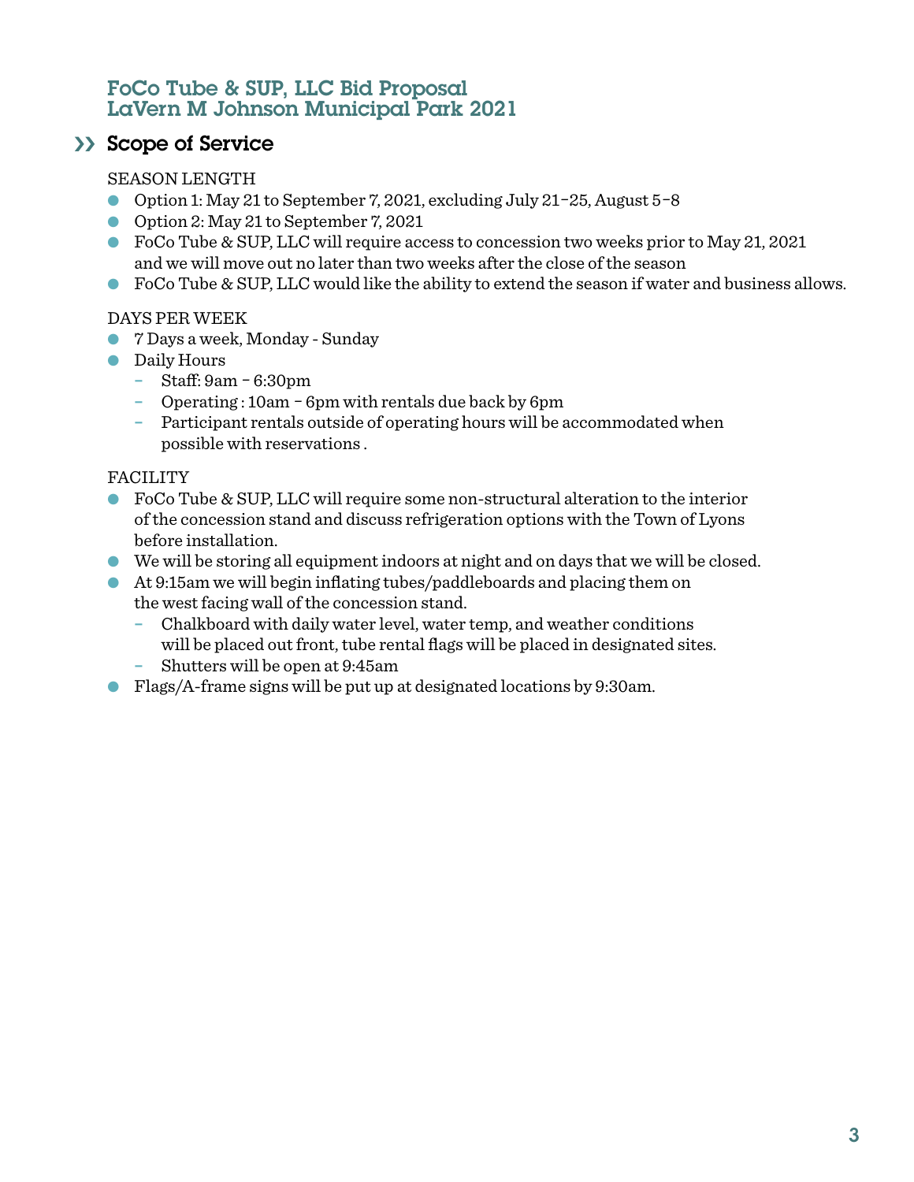# FoCo Tube & SUP, LLC Bid Proposal
# LaVern M Johnson Municipal Park 2021

## ›› Scope of Service

SEASON LENGTH

- Option 1: May 21 to September 7, 2021, excluding July 21–25, August 5–8
- Option 2: May 21 to September 7, 2021
- FoCo Tube & SUP, LLC will require access to concession two weeks prior to May 21, 2021 and we will move out no later than two weeks after the close of the season
- FoCo Tube & SUP, LLC would like the ability to extend the season if water and business allows.

DAYS PER WEEK

- 7 Days a week, Monday - Sunday
- Daily Hours
  - Staff: 9am – 6:30pm
  - Operating : 10am – 6pm with rentals due back by 6pm
  - Participant rentals outside of operating hours will be accommodated when possible with reservations .

FACILITY

- FoCo Tube & SUP, LLC will require some non-structural alteration to the interior of the concession stand and discuss refrigeration options with the Town of Lyons before installation.
- We will be storing all equipment indoors at night and on days that we will be closed.
- At 9:15am we will begin inflating tubes/paddleboards and placing them on the west facing wall of the concession stand.
  - Chalkboard with daily water level, water temp, and weather conditions will be placed out front, tube rental flags will be placed in designated sites.
  - Shutters will be open at 9:45am
- Flags/A-frame signs will be put up at designated locations by 9:30am.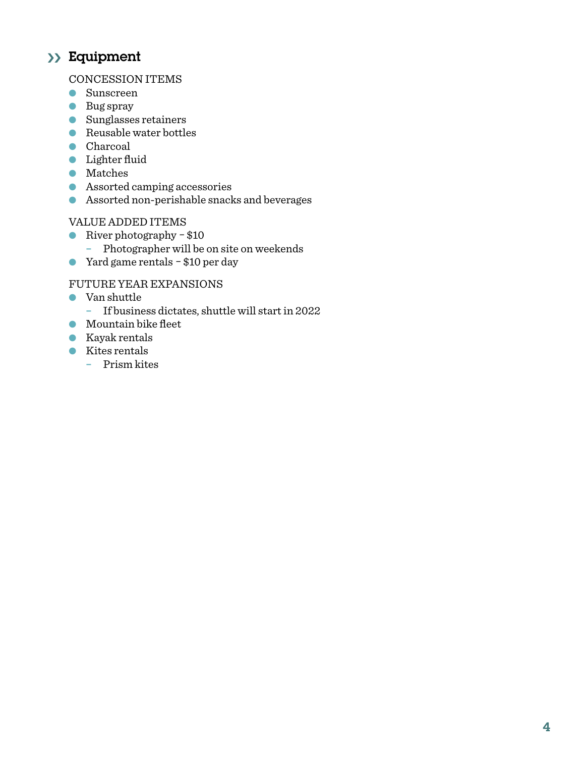## Equipment

CONCESSION ITEMS

- Sunscreen
- Bug spray
- Sunglasses retainers
- Reusable water bottles
- Charcoal
- Lighter fluid
- Matches
- Assorted camping accessories
- Assorted non-perishable snacks and beverages

VALUE ADDED ITEMS

- River photography – $10
  - Photographer will be on site on weekends
- Yard game rentals – $10 per day

FUTURE YEAR EXPANSIONS

- Van shuttle
  - If business dictates, shuttle will start in 2022
- Mountain bike fleet
- Kayak rentals
- Kites rentals
  - Prism kites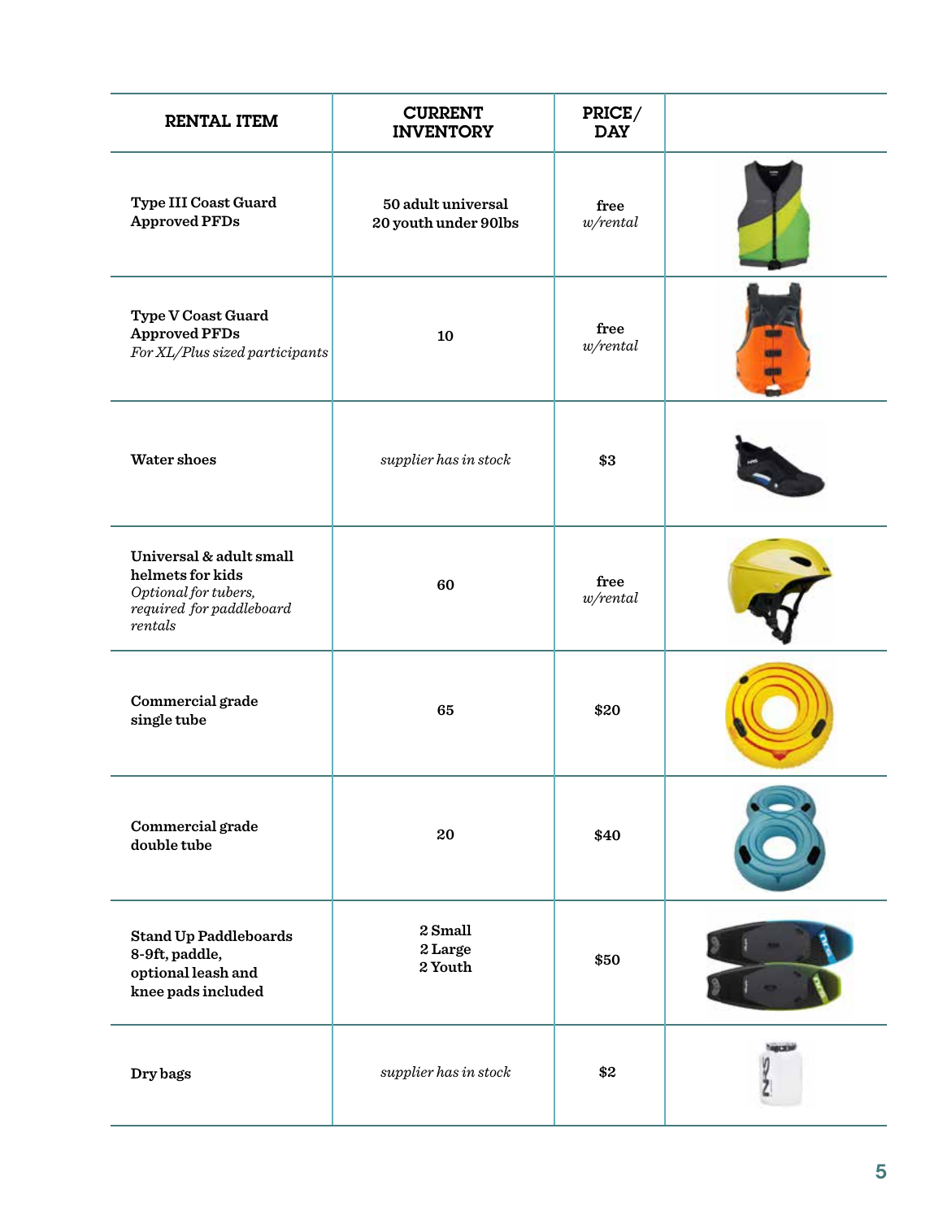| RENTAL ITEM | CURRENT INVENTORY | PRICE/ DAY | |
|---|---|---|---|
| **Type III Coast Guard Approved PFDs** | **50 adult universal**<br>**20 youth under 90lbs** | **free**<br>*w/rental* | |
| **Type V Coast Guard Approved PFDs**<br>*For XL/Plus sized participants* | **10** | **free**<br>*w/rental* | |
| **Water shoes** | *supplier has in stock* | **$3** | |
| **Universal & adult small helmets for kids**<br>*Optional for tubers, required for paddleboard rentals* | **60** | **free**<br>*w/rental* | |
| **Commercial grade single tube** | **65** | **$20** | |
| **Commercial grade double tube** | **20** | **$40** | |
| **Stand Up Paddleboards 8-9ft, paddle, optional leash and knee pads included** | **2 Small**<br>**2 Large**<br>**2 Youth** | **$50** | |
| **Dry bags** | *supplier has in stock* | **$2** | |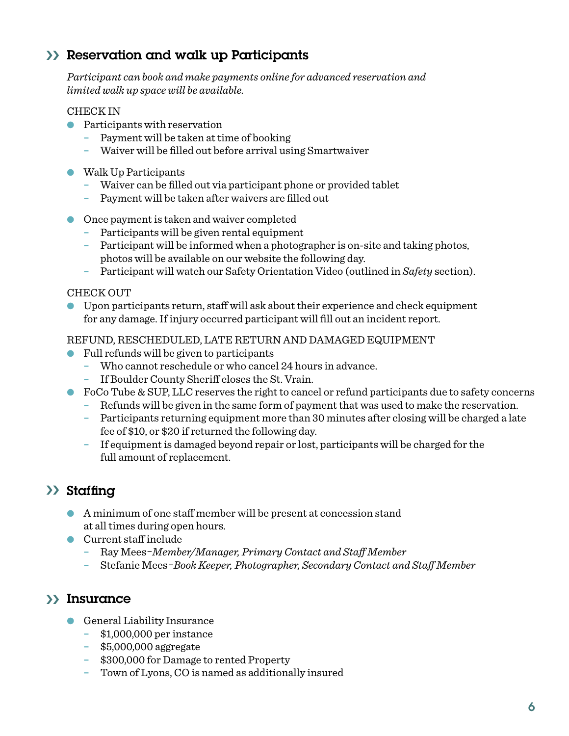## Reservation and walk up Participants

*Participant can book and make payments online for advanced reservation and limited walk up space will be available.*

CHECK IN

- Participants with reservation
  - Payment will be taken at time of booking
  - Waiver will be filled out before arrival using Smartwaiver

- Walk Up Participants
  - Waiver can be filled out via participant phone or provided tablet
  - Payment will be taken after waivers are filled out

- Once payment is taken and waiver completed
  - Participants will be given rental equipment
  - Participant will be informed when a photographer is on-site and taking photos, photos will be available on our website the following day.
  - Participant will watch our Safety Orientation Video (outlined in *Safety* section).

CHECK OUT

- Upon participants return, staff will ask about their experience and check equipment for any damage. If injury occurred participant will fill out an incident report.

REFUND, RESCHEDULED, LATE RETURN AND DAMAGED EQUIPMENT

- Full refunds will be given to participants
  - Who cannot reschedule or who cancel 24 hours in advance.
  - If Boulder County Sheriff closes the St. Vrain.
- FoCo Tube & SUP, LLC reserves the right to cancel or refund participants due to safety concerns
  - Refunds will be given in the same form of payment that was used to make the reservation.
  - Participants returning equipment more than 30 minutes after closing will be charged a late fee of $10, or $20 if returned the following day.
  - If equipment is damaged beyond repair or lost, participants will be charged for the full amount of replacement.

## Staffing

- A minimum of one staff member will be present at concession stand at all times during open hours.
- Current staff include
  - Ray Mees–*Member/Manager, Primary Contact and Staff Member*
  - Stefanie Mees–*Book Keeper, Photographer, Secondary Contact and Staff Member*

## Insurance

- General Liability Insurance
  - $1,000,000 per instance
  - $5,000,000 aggregate
  - $300,000 for Damage to rented Property
  - Town of Lyons, CO is named as additionally insured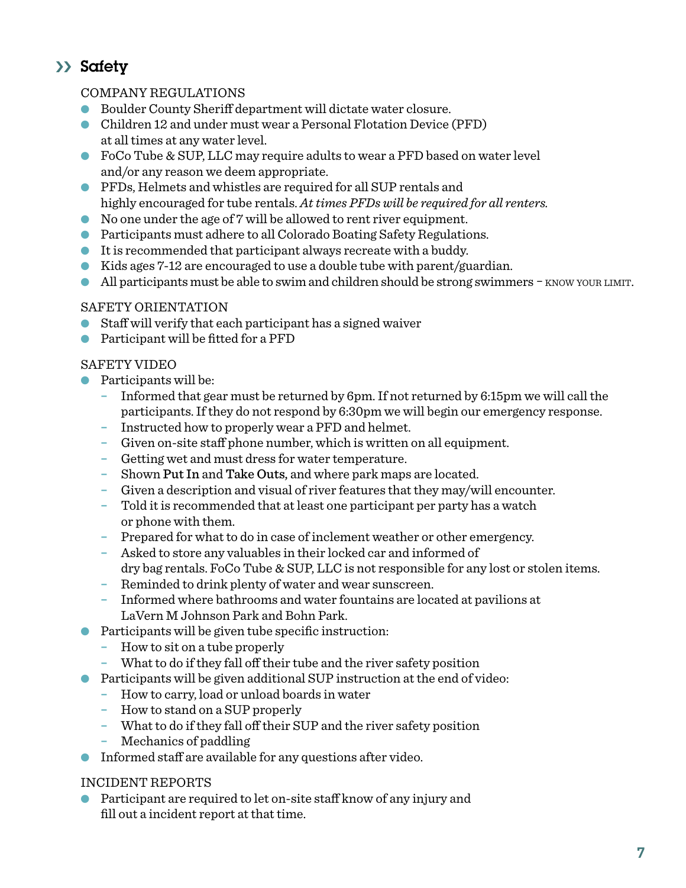## Safety

COMPANY REGULATIONS

- Boulder County Sheriff department will dictate water closure.
- Children 12 and under must wear a Personal Flotation Device (PFD) at all times at any water level.
- FoCo Tube & SUP, LLC may require adults to wear a PFD based on water level and/or any reason we deem appropriate.
- PFDs, Helmets and whistles are required for all SUP rentals and highly encouraged for tube rentals. *At times PFDs will be required for all renters.*
- No one under the age of 7 will be allowed to rent river equipment.
- Participants must adhere to all Colorado Boating Safety Regulations.
- It is recommended that participant always recreate with a buddy.
- Kids ages 7-12 are encouraged to use a double tube with parent/guardian.
- All participants must be able to swim and children should be strong swimmers – KNOW YOUR LIMIT.

SAFETY ORIENTATION

- Staff will verify that each participant has a signed waiver
- Participant will be fitted for a PFD

SAFETY VIDEO

- Participants will be:
  - Informed that gear must be returned by 6pm. If not returned by 6:15pm we will call the participants. If they do not respond by 6:30pm we will begin our emergency response.
  - Instructed how to properly wear a PFD and helmet.
  - Given on-site staff phone number, which is written on all equipment.
  - Getting wet and must dress for water temperature.
  - Shown **Put In** and **Take Outs**, and where park maps are located.
  - Given a description and visual of river features that they may/will encounter.
  - Told it is recommended that at least one participant per party has a watch or phone with them.
  - Prepared for what to do in case of inclement weather or other emergency.
  - Asked to store any valuables in their locked car and informed of dry bag rentals. FoCo Tube & SUP, LLC is not responsible for any lost or stolen items.
  - Reminded to drink plenty of water and wear sunscreen.
  - Informed where bathrooms and water fountains are located at pavilions at LaVern M Johnson Park and Bohn Park.
- Participants will be given tube specific instruction:
  - How to sit on a tube properly
  - What to do if they fall off their tube and the river safety position
- Participants will be given additional SUP instruction at the end of video:
  - How to carry, load or unload boards in water
  - How to stand on a SUP properly
  - What to do if they fall off their SUP and the river safety position
  - Mechanics of paddling
- Informed staff are available for any questions after video.

INCIDENT REPORTS

- Participant are required to let on-site staff know of any injury and fill out a incident report at that time.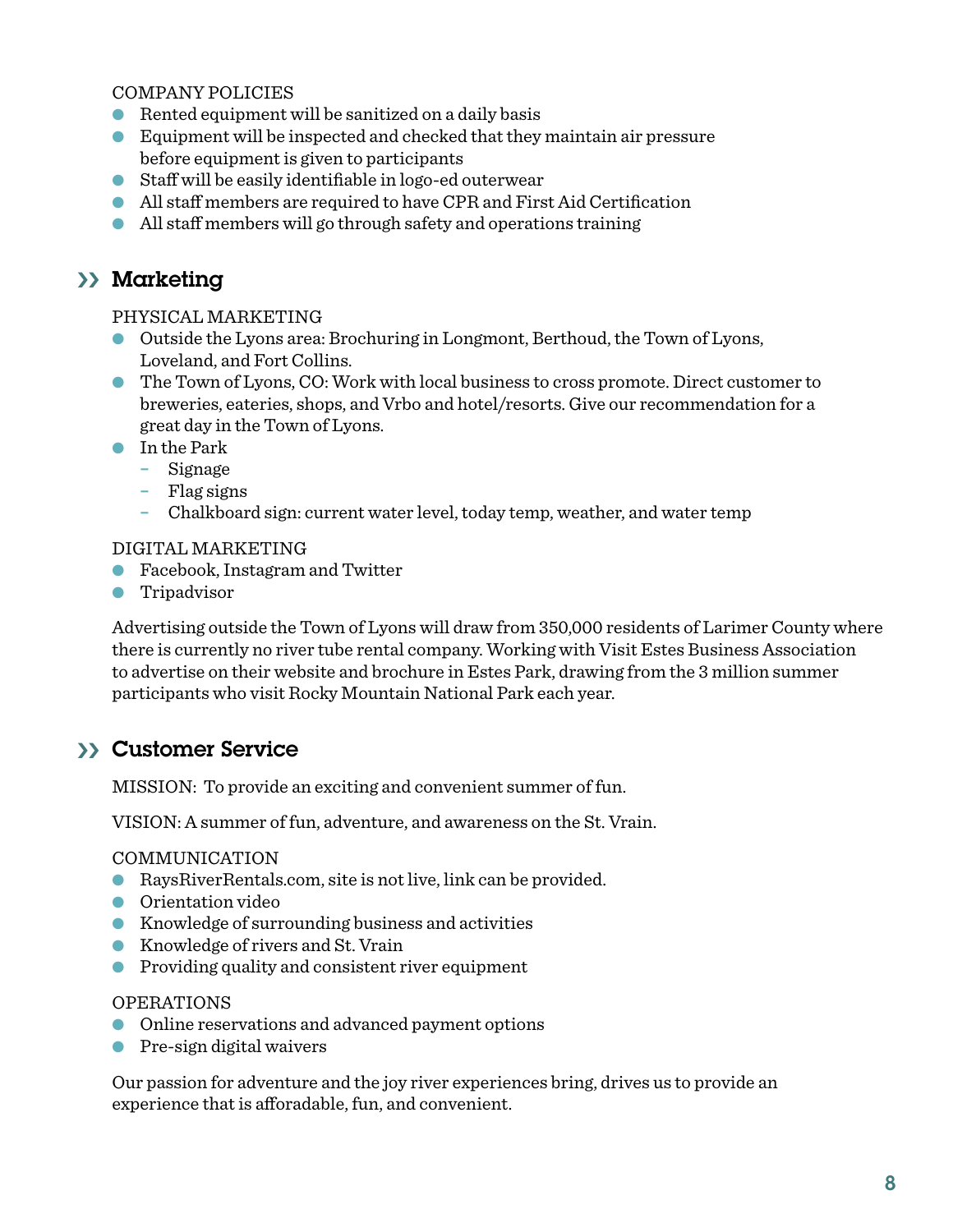COMPANY POLICIES

- Rented equipment will be sanitized on a daily basis
- Equipment will be inspected and checked that they maintain air pressure before equipment is given to participants
- Staff will be easily identifiable in logo-ed outerwear
- All staff members are required to have CPR and First Aid Certification
- All staff members will go through safety and operations training

## Marketing

PHYSICAL MARKETING

- Outside the Lyons area: Brochuring in Longmont, Berthoud, the Town of Lyons, Loveland, and Fort Collins.
- The Town of Lyons, CO: Work with local business to cross promote. Direct customer to breweries, eateries, shops, and Vrbo and hotel/resorts. Give our recommendation for a great day in the Town of Lyons.
- In the Park
  - Signage
  - Flag signs
  - Chalkboard sign: current water level, today temp, weather, and water temp

DIGITAL MARKETING

- Facebook, Instagram and Twitter
- Tripadvisor

Advertising outside the Town of Lyons will draw from 350,000 residents of Larimer County where there is currently no river tube rental company. Working with Visit Estes Business Association to advertise on their website and brochure in Estes Park, drawing from the 3 million summer participants who visit Rocky Mountain National Park each year.

## Customer Service

MISSION: To provide an exciting and convenient summer of fun.

VISION: A summer of fun, adventure, and awareness on the St. Vrain.

COMMUNICATION

- RaysRiverRentals.com, site is not live, link can be provided.
- Orientation video
- Knowledge of surrounding business and activities
- Knowledge of rivers and St. Vrain
- Providing quality and consistent river equipment

OPERATIONS

- Online reservations and advanced payment options
- Pre-sign digital waivers

Our passion for adventure and the joy river experiences bring, drives us to provide an experience that is afforadable, fun, and convenient.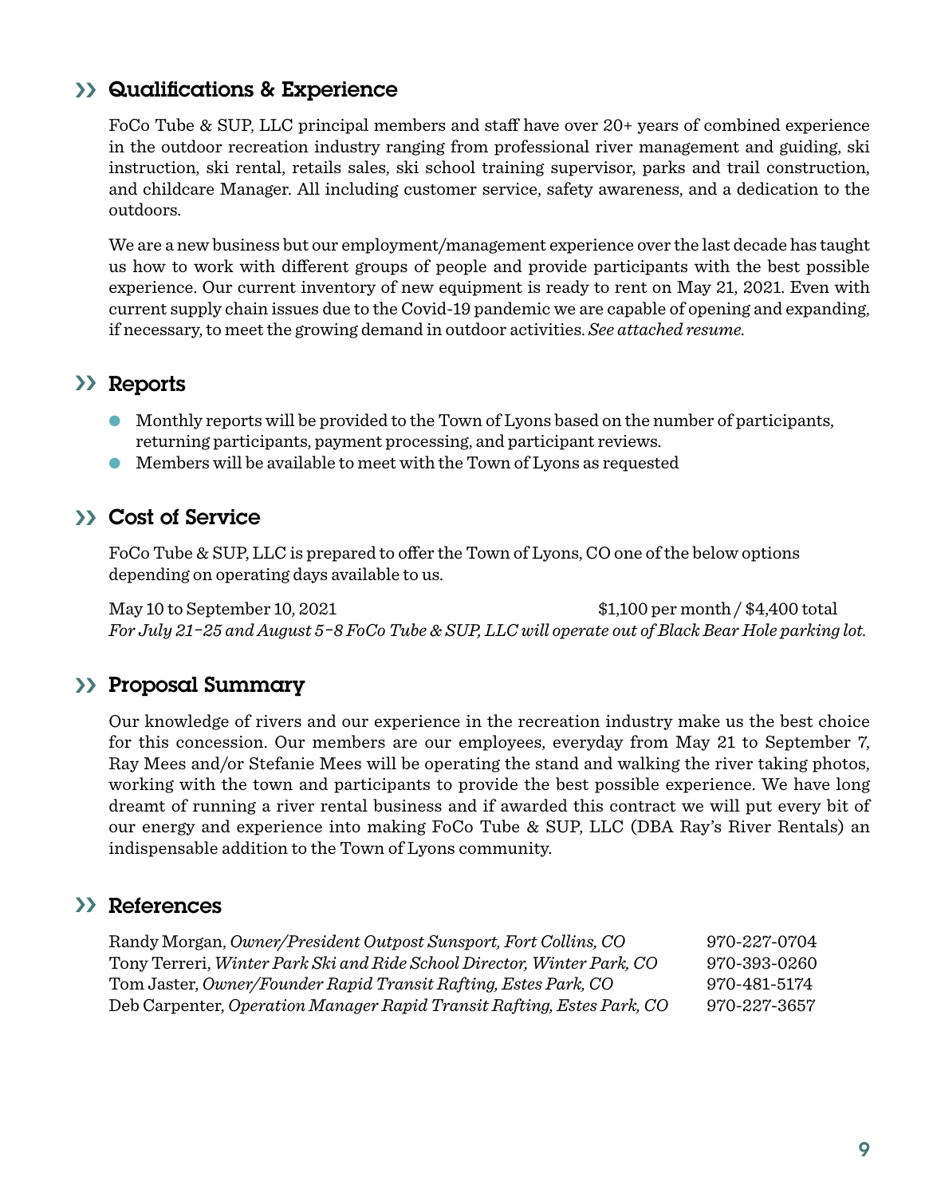## Qualifications & Experience

FoCo Tube & SUP, LLC principal members and staff have over 20+ years of combined experience in the outdoor recreation industry ranging from professional river management and guiding, ski instruction, ski rental, retails sales, ski school training supervisor, parks and trail construction, and childcare Manager. All including customer service, safety awareness, and a dedication to the outdoors.

We are a new business but our employment/management experience over the last decade has taught us how to work with different groups of people and provide participants with the best possible experience. Our current inventory of new equipment is ready to rent on May 21, 2021. Even with current supply chain issues due to the Covid-19 pandemic we are capable of opening and expanding, if necessary, to meet the growing demand in outdoor activities. *See attached resume.*

## Reports

- Monthly reports will be provided to the Town of Lyons based on the number of participants, returning participants, payment processing, and participant reviews.
- Members will be available to meet with the Town of Lyons as requested

## Cost of Service

FoCo Tube & SUP, LLC is prepared to offer the Town of Lyons, CO one of the below options depending on operating days available to us.

May 10 to September 10, 2021 — $1,100 per month / $4,400 total

*For July 21–25 and August 5–8 FoCo Tube & SUP, LLC will operate out of Black Bear Hole parking lot.*

## Proposal Summary

Our knowledge of rivers and our experience in the recreation industry make us the best choice for this concession. Our members are our employees, everyday from May 21 to September 7, Ray Mees and/or Stefanie Mees will be operating the stand and walking the river taking photos, working with the town and participants to provide the best possible experience. We have long dreamt of running a river rental business and if awarded this contract we will put every bit of our energy and experience into making FoCo Tube & SUP, LLC (DBA Ray's River Rentals) an indispensable addition to the Town of Lyons community.

## References

| | |
|---|---|
| Randy Morgan, *Owner/President Outpost Sunsport, Fort Collins, CO* | 970-227-0704 |
| Tony Terreri, *Winter Park Ski and Ride School Director, Winter Park, CO* | 970-393-0260 |
| Tom Jaster, *Owner/Founder Rapid Transit Rafting, Estes Park, CO* | 970-481-5174 |
| Deb Carpenter, *Operation Manager Rapid Transit Rafting, Estes Park, CO* | 970-227-3657 |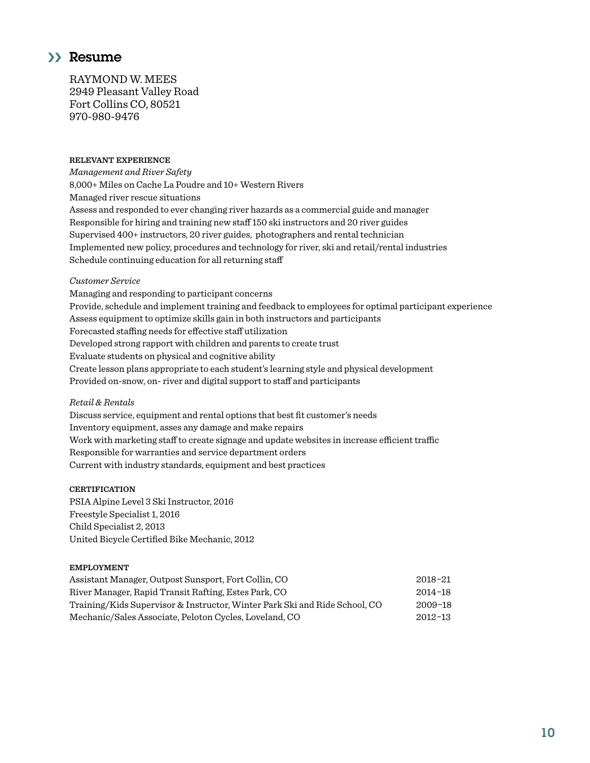# Resume

RAYMOND W. MEES
2949 Pleasant Valley Road
Fort Collins CO, 80521
970-980-9476

**RELEVANT EXPERIENCE**

*Management and River Safety*
8,000+ Miles on Cache La Poudre and 10+ Western Rivers
Managed river rescue situations
Assess and responded to ever changing river hazards as a commercial guide and manager
Responsible for hiring and training new staff 150 ski instructors and 20 river guides
Supervised 400+ instructors, 20 river guides, photographers and rental technician
Implemented new policy, procedures and technology for river, ski and retail/rental industries
Schedule continuing education for all returning staff

*Customer Service*
Managing and responding to participant concerns
Provide, schedule and implement training and feedback to employees for optimal participant experience
Assess equipment to optimize skills gain in both instructors and participants
Forecasted staffing needs for effective staff utilization
Developed strong rapport with children and parents to create trust
Evaluate students on physical and cognitive ability
Create lesson plans appropriate to each student's learning style and physical development
Provided on-snow, on- river and digital support to staff and participants

*Retail & Rentals*
Discuss service, equipment and rental options that best fit customer's needs
Inventory equipment, asses any damage and make repairs
Work with marketing staff to create signage and update websites in increase efficient traffic
Responsible for warranties and service department orders
Current with industry standards, equipment and best practices

**CERTIFICATION**

PSIA Alpine Level 3 Ski Instructor, 2016
Freestyle Specialist 1, 2016
Child Specialist 2, 2013
United Bicycle Certified Bike Mechanic, 2012

**EMPLOYMENT**

| | |
|---|---|
| Assistant Manager, Outpost Sunsport, Fort Collin, CO | 2018–21 |
| River Manager, Rapid Transit Rafting, Estes Park, CO | 2014–18 |
| Training/Kids Supervisor & Instructor, Winter Park Ski and Ride School, CO | 2009–18 |
| Mechanic/Sales Associate, Peloton Cycles, Loveland, CO | 2012–13 |